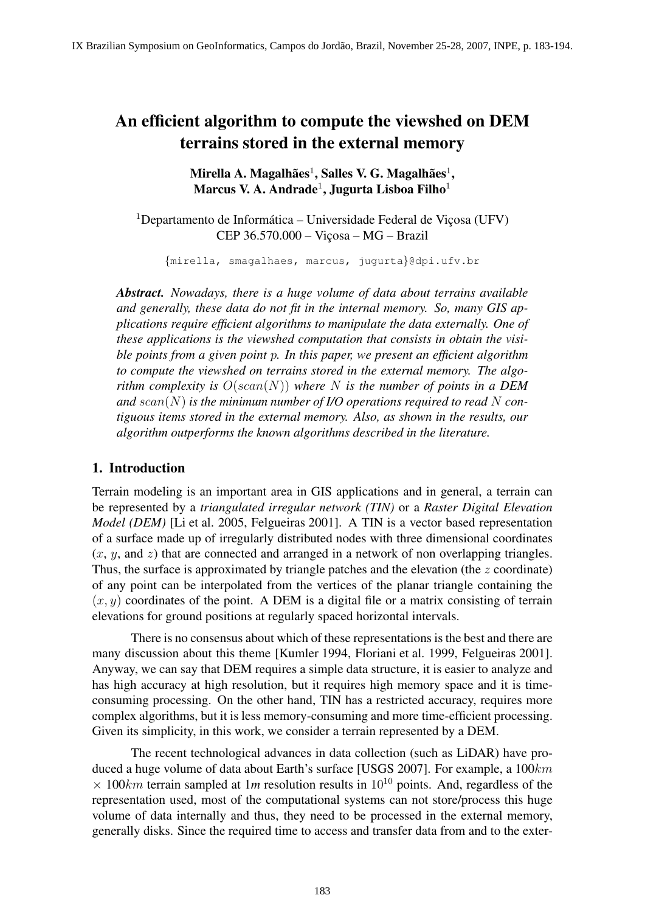# An efficient algorithm to compute the viewshed on DEM terrains stored in the external memory

**Mirella A. Magalhães[1], Salles V. G. Magalhães[1], Marcus V. A. Andrade[1], Jugurta Lisboa Filho[1]**

[1]Departamento de Informática – Universidade Federal de Viçosa (UFV)
CEP 36.570.000 – Viçosa – MG – Brazil

{mirella, smagalhaes, marcus, jugurta}@dpi.ufv.br

***Abstract.*** *Nowadays, there is a huge volume of data about terrains available and generally, these data do not fit in the internal memory. So, many GIS applications require efficient algorithms to manipulate the data externally. One of these applications is the viewshed computation that consists in obtain the visible points from a given point $p$. In this paper, we present an efficient algorithm to compute the viewshed on terrains stored in the external memory. The algorithm complexity is $O(scan(N))$ where $N$ is the number of points in a DEM and $scan(N)$ is the minimum number of I/O operations required to read $N$ contiguous items stored in the external memory. Also, as shown in the results, our algorithm outperforms the known algorithms described in the literature.*

## 1. Introduction

Terrain modeling is an important area in GIS applications and in general, a terrain can be represented by a *triangulated irregular network (TIN)* or a *Raster Digital Elevation Model (DEM)* [Li et al. 2005, Felgueiras 2001]. A TIN is a vector based representation of a surface made up of irregularly distributed nodes with three dimensional coordinates ($x$, $y$, and $z$) that are connected and arranged in a network of non overlapping triangles. Thus, the surface is approximated by triangle patches and the elevation (the $z$ coordinate) of any point can be interpolated from the vertices of the planar triangle containing the $(x, y)$ coordinates of the point. A DEM is a digital file or a matrix consisting of terrain elevations for ground positions at regularly spaced horizontal intervals.

There is no consensus about which of these representations is the best and there are many discussion about this theme [Kumler 1994, Floriani et al. 1999, Felgueiras 2001]. Anyway, we can say that DEM requires a simple data structure, it is easier to analyze and has high accuracy at high resolution, but it requires high memory space and it is time-consuming processing. On the other hand, TIN has a restricted accuracy, requires more complex algorithms, but it is less memory-consuming and more time-efficient processing. Given its simplicity, in this work, we consider a terrain represented by a DEM.

The recent technological advances in data collection (such as LiDAR) have produced a huge volume of data about Earth's surface [USGS 2007]. For example, a $100km \times 100km$ terrain sampled at $1m$ resolution results in $10^{10}$ points. And, regardless of the representation used, most of the computational systems can not store/process this huge volume of data internally and thus, they need to be processed in the external memory, generally disks. Since the required time to access and transfer data from and to the exter-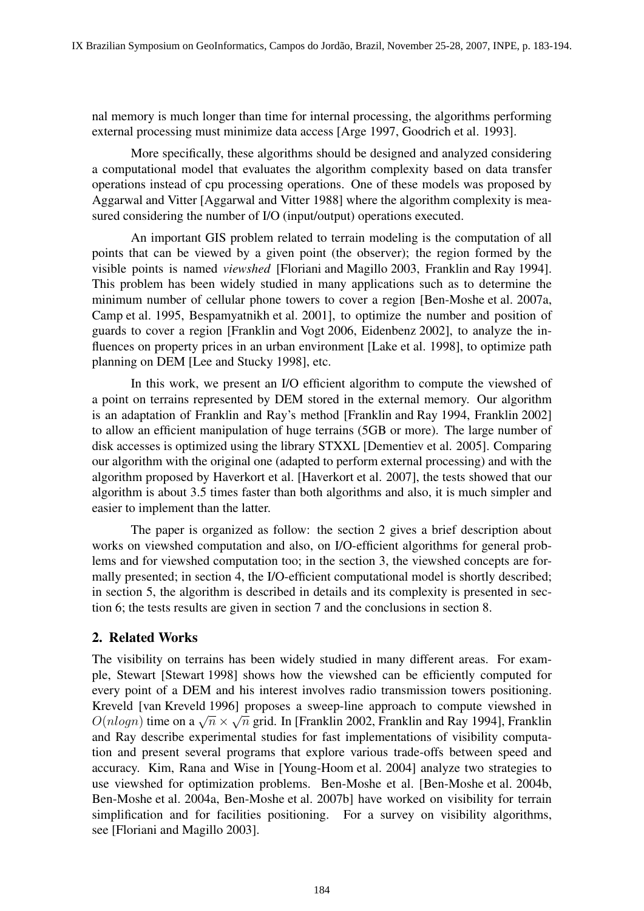nal memory is much longer than time for internal processing, the algorithms performing external processing must minimize data access [Arge 1997, Goodrich et al. 1993].

More specifically, these algorithms should be designed and analyzed considering a computational model that evaluates the algorithm complexity based on data transfer operations instead of cpu processing operations. One of these models was proposed by Aggarwal and Vitter [Aggarwal and Vitter 1988] where the algorithm complexity is measured considering the number of I/O (input/output) operations executed.

An important GIS problem related to terrain modeling is the computation of all points that can be viewed by a given point (the observer); the region formed by the visible points is named *viewshed* [Floriani and Magillo 2003, Franklin and Ray 1994]. This problem has been widely studied in many applications such as to determine the minimum number of cellular phone towers to cover a region [Ben-Moshe et al. 2007a, Camp et al. 1995, Bespamyatnikh et al. 2001], to optimize the number and position of guards to cover a region [Franklin and Vogt 2006, Eidenbenz 2002], to analyze the influences on property prices in an urban environment [Lake et al. 1998], to optimize path planning on DEM [Lee and Stucky 1998], etc.

In this work, we present an I/O efficient algorithm to compute the viewshed of a point on terrains represented by DEM stored in the external memory. Our algorithm is an adaptation of Franklin and Ray's method [Franklin and Ray 1994, Franklin 2002] to allow an efficient manipulation of huge terrains (5GB or more). The large number of disk accesses is optimized using the library STXXL [Dementiev et al. 2005]. Comparing our algorithm with the original one (adapted to perform external processing) and with the algorithm proposed by Haverkort et al. [Haverkort et al. 2007], the tests showed that our algorithm is about 3.5 times faster than both algorithms and also, it is much simpler and easier to implement than the latter.

The paper is organized as follow: the section 2 gives a brief description about works on viewshed computation and also, on I/O-efficient algorithms for general problems and for viewshed computation too; in the section 3, the viewshed concepts are formally presented; in section 4, the I/O-efficient computational model is shortly described; in section 5, the algorithm is described in details and its complexity is presented in section 6; the tests results are given in section 7 and the conclusions in section 8.

## 2. Related Works

The visibility on terrains has been widely studied in many different areas. For example, Stewart [Stewart 1998] shows how the viewshed can be efficiently computed for every point of a DEM and his interest involves radio transmission towers positioning. Kreveld [van Kreveld 1996] proposes a sweep-line approach to compute viewshed in $O(nlogn)$ time on a $\sqrt{n} \times \sqrt{n}$ grid. In [Franklin 2002, Franklin and Ray 1994], Franklin and Ray describe experimental studies for fast implementations of visibility computation and present several programs that explore various trade-offs between speed and accuracy. Kim, Rana and Wise in [Young-Hoom et al. 2004] analyze two strategies to use viewshed for optimization problems. Ben-Moshe et al. [Ben-Moshe et al. 2004b, Ben-Moshe et al. 2004a, Ben-Moshe et al. 2007b] have worked on visibility for terrain simplification and for facilities positioning. For a survey on visibility algorithms, see [Floriani and Magillo 2003].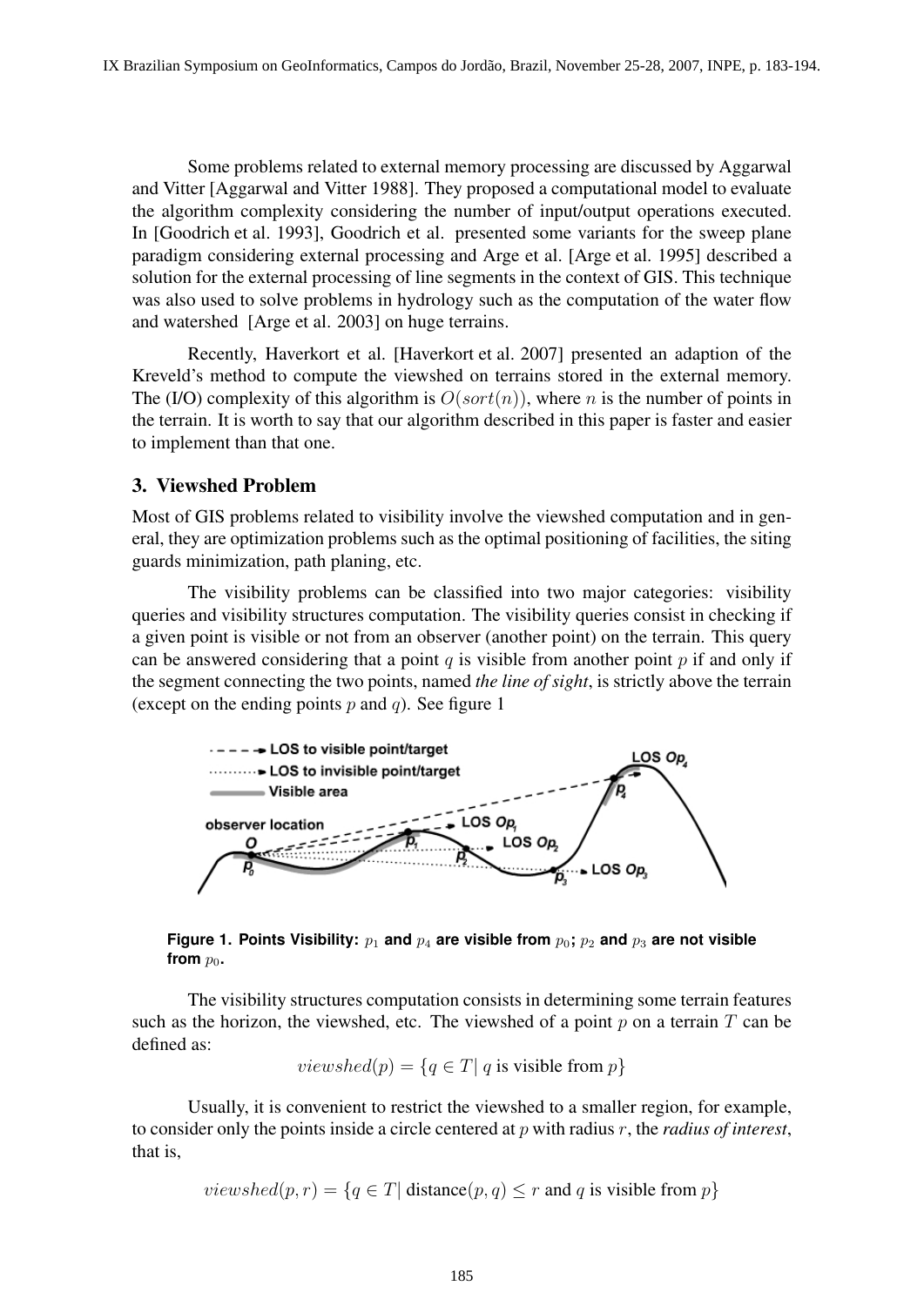Some problems related to external memory processing are discussed by Aggarwal and Vitter [Aggarwal and Vitter 1988]. They proposed a computational model to evaluate the algorithm complexity considering the number of input/output operations executed. In [Goodrich et al. 1993], Goodrich et al. presented some variants for the sweep plane paradigm considering external processing and Arge et al. [Arge et al. 1995] described a solution for the external processing of line segments in the context of GIS. This technique was also used to solve problems in hydrology such as the computation of the water flow and watershed [Arge et al. 2003] on huge terrains.

Recently, Haverkort et al. [Haverkort et al. 2007] presented an adaption of the Kreveld's method to compute the viewshed on terrains stored in the external memory. The (I/O) complexity of this algorithm is $O(sort(n))$, where $n$ is the number of points in the terrain. It is worth to say that our algorithm described in this paper is faster and easier to implement than that one.

## 3. Viewshed Problem

Most of GIS problems related to visibility involve the viewshed computation and in general, they are optimization problems such as the optimal positioning of facilities, the siting guards minimization, path planing, etc.

The visibility problems can be classified into two major categories: visibility queries and visibility structures computation. The visibility queries consist in checking if a given point is visible or not from an observer (another point) on the terrain. This query can be answered considering that a point $q$ is visible from another point $p$ if and only if the segment connecting the two points, named *the line of sight*, is strictly above the terrain (except on the ending points $p$ and $q$). See figure 1

**Figure 1. Points Visibility:** $p_1$ **and** $p_4$ **are visible from** $p_0$**;** $p_2$ **and** $p_3$ **are not visible from** $p_0$**.**

The visibility structures computation consists in determining some terrain features such as the horizon, the viewshed, etc. The viewshed of a point $p$ on a terrain $T$ can be defined as:

$$viewshed(p) = \{q \in T \mid q \text{ is visible from } p\}$$

Usually, it is convenient to restrict the viewshed to a smaller region, for example, to consider only the points inside a circle centered at $p$ with radius $r$, the *radius of interest*, that is,

$$viewshed(p, r) = \{q \in T \mid \text{distance}(p, q) \leq r \text{ and } q \text{ is visible from } p\}$$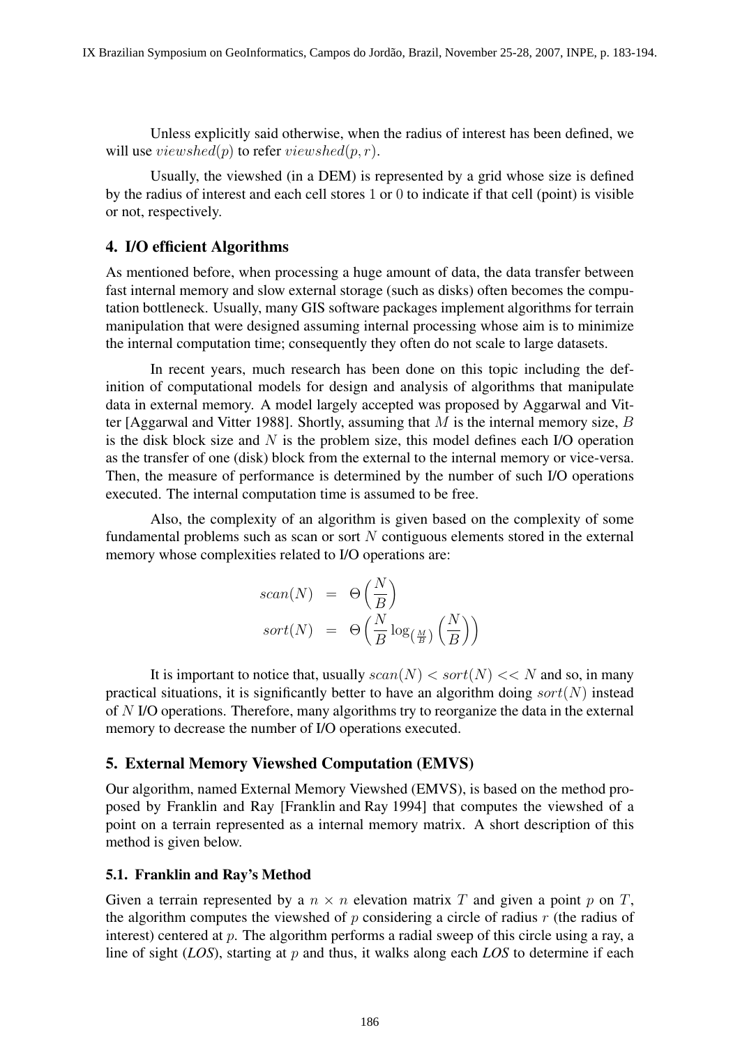Unless explicitly said otherwise, when the radius of interest has been defined, we will use $viewshed(p)$ to refer $viewshed(p, r)$.

Usually, the viewshed (in a DEM) is represented by a grid whose size is defined by the radius of interest and each cell stores 1 or 0 to indicate if that cell (point) is visible or not, respectively.

## 4. I/O efficient Algorithms

As mentioned before, when processing a huge amount of data, the data transfer between fast internal memory and slow external storage (such as disks) often becomes the computation bottleneck. Usually, many GIS software packages implement algorithms for terrain manipulation that were designed assuming internal processing whose aim is to minimize the internal computation time; consequently they often do not scale to large datasets.

In recent years, much research has been done on this topic including the definition of computational models for design and analysis of algorithms that manipulate data in external memory. A model largely accepted was proposed by Aggarwal and Vitter [Aggarwal and Vitter 1988]. Shortly, assuming that $M$ is the internal memory size, $B$ is the disk block size and $N$ is the problem size, this model defines each I/O operation as the transfer of one (disk) block from the external to the internal memory or vice-versa. Then, the measure of performance is determined by the number of such I/O operations executed. The internal computation time is assumed to be free.

Also, the complexity of an algorithm is given based on the complexity of some fundamental problems such as scan or sort $N$ contiguous elements stored in the external memory whose complexities related to I/O operations are:

$$\begin{aligned} scan(N) &= \Theta\left(\frac{N}{B}\right) \\ sort(N) &= \Theta\left(\frac{N}{B}\log_{\left(\frac{M}{B}\right)}\left(\frac{N}{B}\right)\right) \end{aligned}$$

It is important to notice that, usually $scan(N) < sort(N) << N$ and so, in many practical situations, it is significantly better to have an algorithm doing $sort(N)$ instead of $N$ I/O operations. Therefore, many algorithms try to reorganize the data in the external memory to decrease the number of I/O operations executed.

## 5. External Memory Viewshed Computation (EMVS)

Our algorithm, named External Memory Viewshed (EMVS), is based on the method proposed by Franklin and Ray [Franklin and Ray 1994] that computes the viewshed of a point on a terrain represented as a internal memory matrix. A short description of this method is given below.

### 5.1. Franklin and Ray's Method

Given a terrain represented by a $n \times n$ elevation matrix $T$ and given a point $p$ on $T$, the algorithm computes the viewshed of $p$ considering a circle of radius $r$ (the radius of interest) centered at $p$. The algorithm performs a radial sweep of this circle using a ray, a line of sight (*LOS*), starting at $p$ and thus, it walks along each *LOS* to determine if each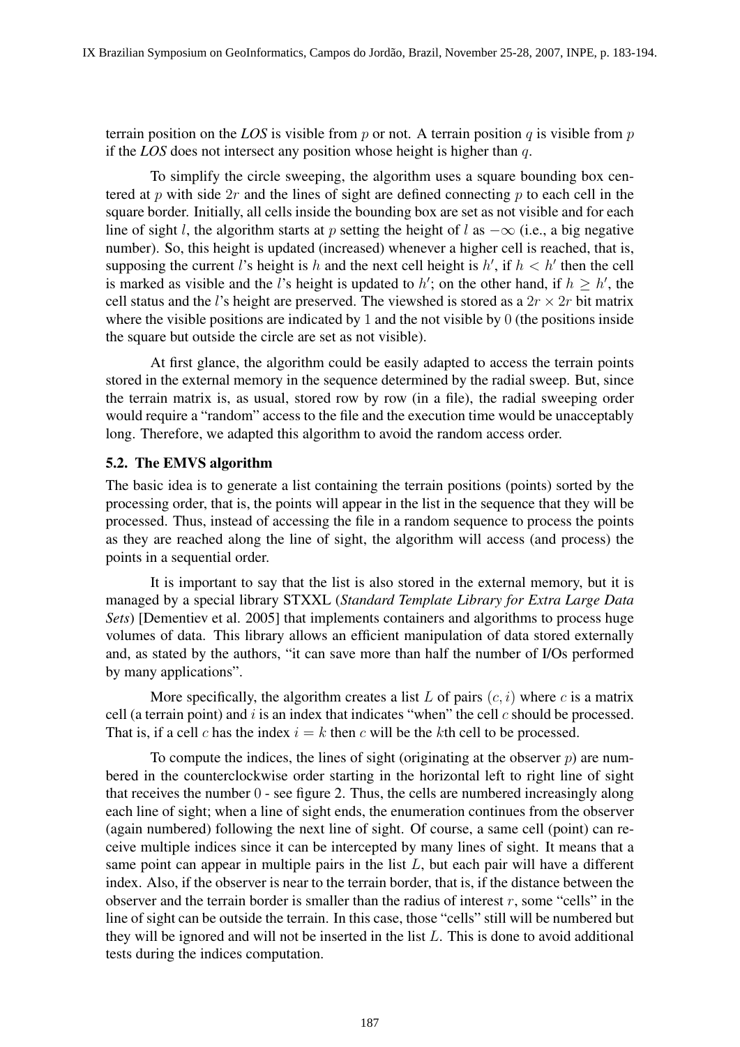terrain position on the *LOS* is visible from $p$ or not. A terrain position $q$ is visible from $p$ if the *LOS* does not intersect any position whose height is higher than $q$.

To simplify the circle sweeping, the algorithm uses a square bounding box centered at $p$ with side $2r$ and the lines of sight are defined connecting $p$ to each cell in the square border. Initially, all cells inside the bounding box are set as not visible and for each line of sight $l$, the algorithm starts at $p$ setting the height of $l$ as $-\infty$ (i.e., a big negative number). So, this height is updated (increased) whenever a higher cell is reached, that is, supposing the current $l$'s height is $h$ and the next cell height is $h'$, if $h < h'$ then the cell is marked as visible and the $l$'s height is updated to $h'$; on the other hand, if $h \geq h'$, the cell status and the $l$'s height are preserved. The viewshed is stored as a $2r \times 2r$ bit matrix where the visible positions are indicated by 1 and the not visible by 0 (the positions inside the square but outside the circle are set as not visible).

At first glance, the algorithm could be easily adapted to access the terrain points stored in the external memory in the sequence determined by the radial sweep. But, since the terrain matrix is, as usual, stored row by row (in a file), the radial sweeping order would require a "random" access to the file and the execution time would be unacceptably long. Therefore, we adapted this algorithm to avoid the random access order.

### 5.2. The EMVS algorithm

The basic idea is to generate a list containing the terrain positions (points) sorted by the processing order, that is, the points will appear in the list in the sequence that they will be processed. Thus, instead of accessing the file in a random sequence to process the points as they are reached along the line of sight, the algorithm will access (and process) the points in a sequential order.

It is important to say that the list is also stored in the external memory, but it is managed by a special library STXXL (*Standard Template Library for Extra Large Data Sets*) [Dementiev et al. 2005] that implements containers and algorithms to process huge volumes of data. This library allows an efficient manipulation of data stored externally and, as stated by the authors, "it can save more than half the number of I/Os performed by many applications".

More specifically, the algorithm creates a list $L$ of pairs $(c, i)$ where $c$ is a matrix cell (a terrain point) and $i$ is an index that indicates "when" the cell $c$ should be processed. That is, if a cell $c$ has the index $i = k$ then $c$ will be the $k$th cell to be processed.

To compute the indices, the lines of sight (originating at the observer $p$) are numbered in the counterclockwise order starting in the horizontal left to right line of sight that receives the number 0 - see figure 2. Thus, the cells are numbered increasingly along each line of sight; when a line of sight ends, the enumeration continues from the observer (again numbered) following the next line of sight. Of course, a same cell (point) can receive multiple indices since it can be intercepted by many lines of sight. It means that a same point can appear in multiple pairs in the list $L$, but each pair will have a different index. Also, if the observer is near to the terrain border, that is, if the distance between the observer and the terrain border is smaller than the radius of interest $r$, some "cells" in the line of sight can be outside the terrain. In this case, those "cells" still will be numbered but they will be ignored and will not be inserted in the list $L$. This is done to avoid additional tests during the indices computation.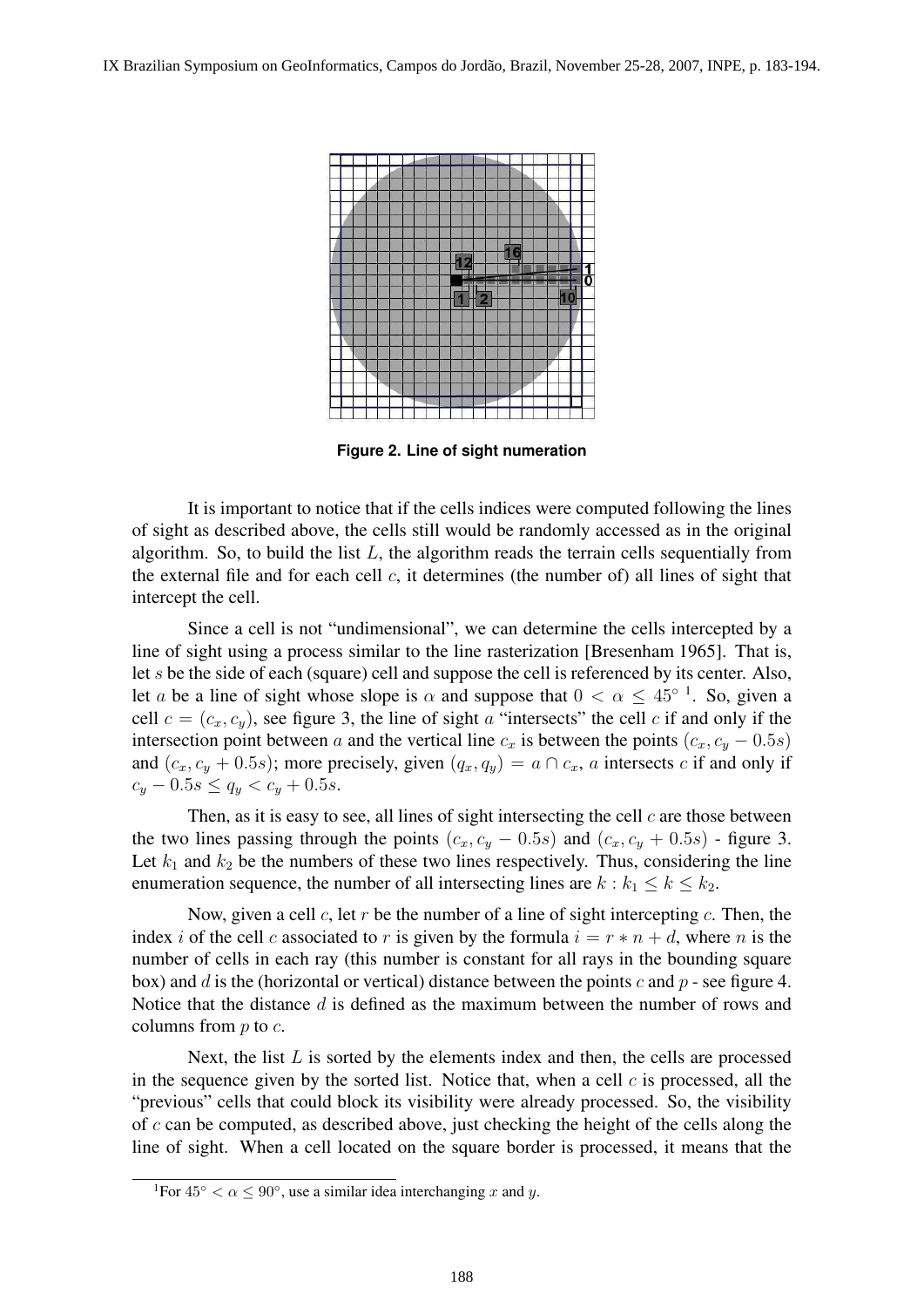**Figure 2. Line of sight numeration**

It is important to notice that if the cells indices were computed following the lines of sight as described above, the cells still would be randomly accessed as in the original algorithm. So, to build the list $L$, the algorithm reads the terrain cells sequentially from the external file and for each cell $c$, it determines (the number of) all lines of sight that intercept the cell.

Since a cell is not "undimensional", we can determine the cells intercepted by a line of sight using a process similar to the line rasterization [Bresenham 1965]. That is, let $s$ be the side of each (square) cell and suppose the cell is referenced by its center. Also, let $a$ be a line of sight whose slope is $\alpha$ and suppose that $0 < \alpha \leq 45^\circ$ [1]. So, given a cell $c = (c_x, c_y)$, see figure 3, the line of sight $a$ "intersects" the cell $c$ if and only if the intersection point between $a$ and the vertical line $c_x$ is between the points $(c_x, c_y - 0.5s)$ and $(c_x, c_y + 0.5s)$; more precisely, given $(q_x, q_y) = a \cap c_x$, $a$ intersects $c$ if and only if $c_y - 0.5s \leq q_y < c_y + 0.5s$.

Then, as it is easy to see, all lines of sight intersecting the cell $c$ are those between the two lines passing through the points $(c_x, c_y - 0.5s)$ and $(c_x, c_y + 0.5s)$ - figure 3. Let $k_1$ and $k_2$ be the numbers of these two lines respectively. Thus, considering the line enumeration sequence, the number of all intersecting lines are $k : k_1 \leq k \leq k_2$.

Now, given a cell $c$, let $r$ be the number of a line of sight intercepting $c$. Then, the index $i$ of the cell $c$ associated to $r$ is given by the formula $i = r * n + d$, where $n$ is the number of cells in each ray (this number is constant for all rays in the bounding square box) and $d$ is the (horizontal or vertical) distance between the points $c$ and $p$ - see figure 4. Notice that the distance $d$ is defined as the maximum between the number of rows and columns from $p$ to $c$.

Next, the list $L$ is sorted by the elements index and then, the cells are processed in the sequence given by the sorted list. Notice that, when a cell $c$ is processed, all the "previous" cells that could block its visibility were already processed. So, the visibility of $c$ can be computed, as described above, just checking the height of the cells along the line of sight. When a cell located on the square border is processed, it means that the

[1] For $45^\circ < \alpha \leq 90^\circ$, use a similar idea interchanging $x$ and $y$.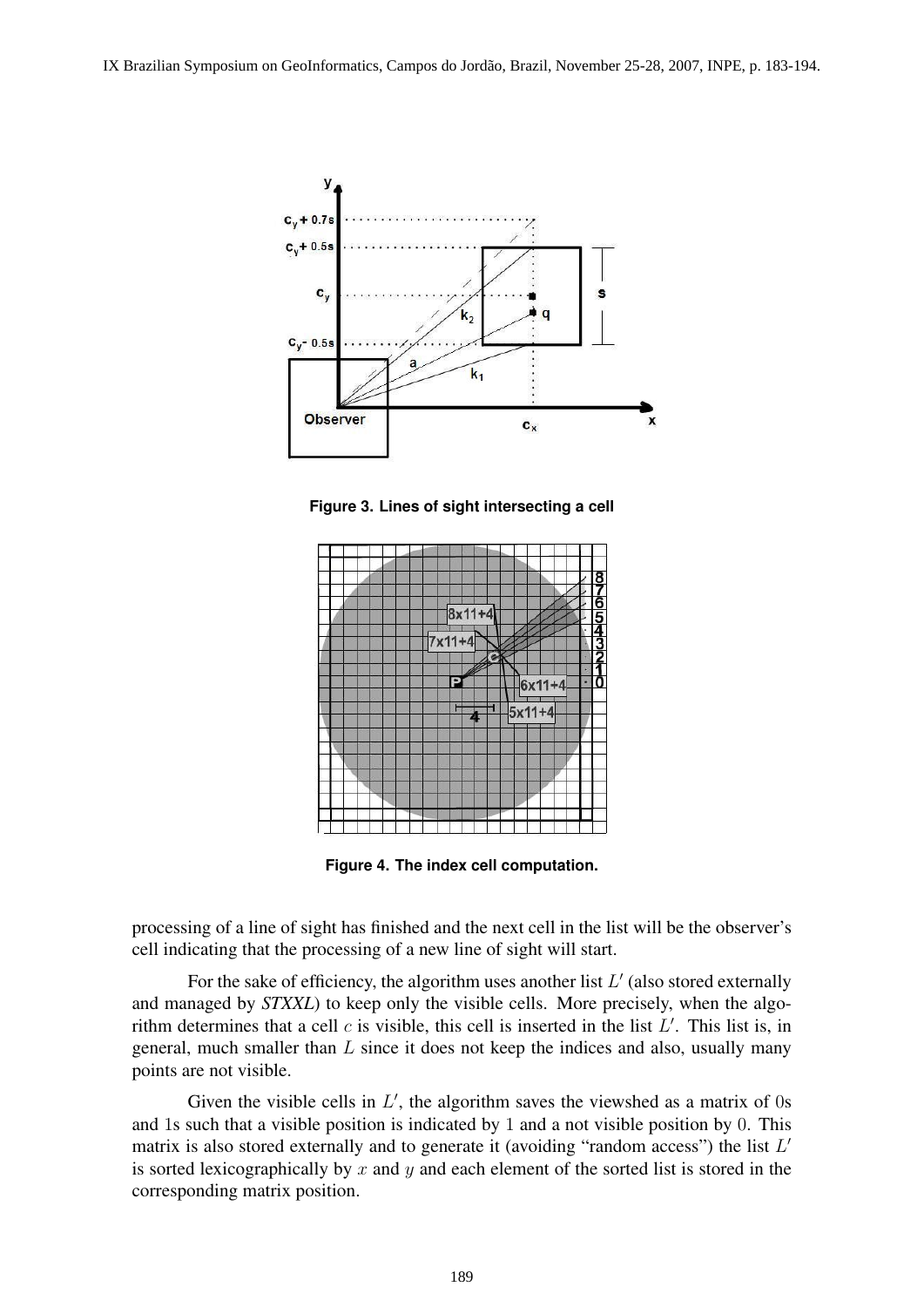Figure 3. Lines of sight intersecting a cell

Figure 4. The index cell computation.

processing of a line of sight has finished and the next cell in the list will be the observer's cell indicating that the processing of a new line of sight will start.

For the sake of efficiency, the algorithm uses another list $L'$ (also stored externally and managed by *STXXL*) to keep only the visible cells. More precisely, when the algorithm determines that a cell $c$ is visible, this cell is inserted in the list $L'$. This list is, in general, much smaller than $L$ since it does not keep the indices and also, usually many points are not visible.

Given the visible cells in $L'$, the algorithm saves the viewshed as a matrix of 0s and 1s such that a visible position is indicated by 1 and a not visible position by 0. This matrix is also stored externally and to generate it (avoiding "random access") the list $L'$ is sorted lexicographically by $x$ and $y$ and each element of the sorted list is stored in the corresponding matrix position.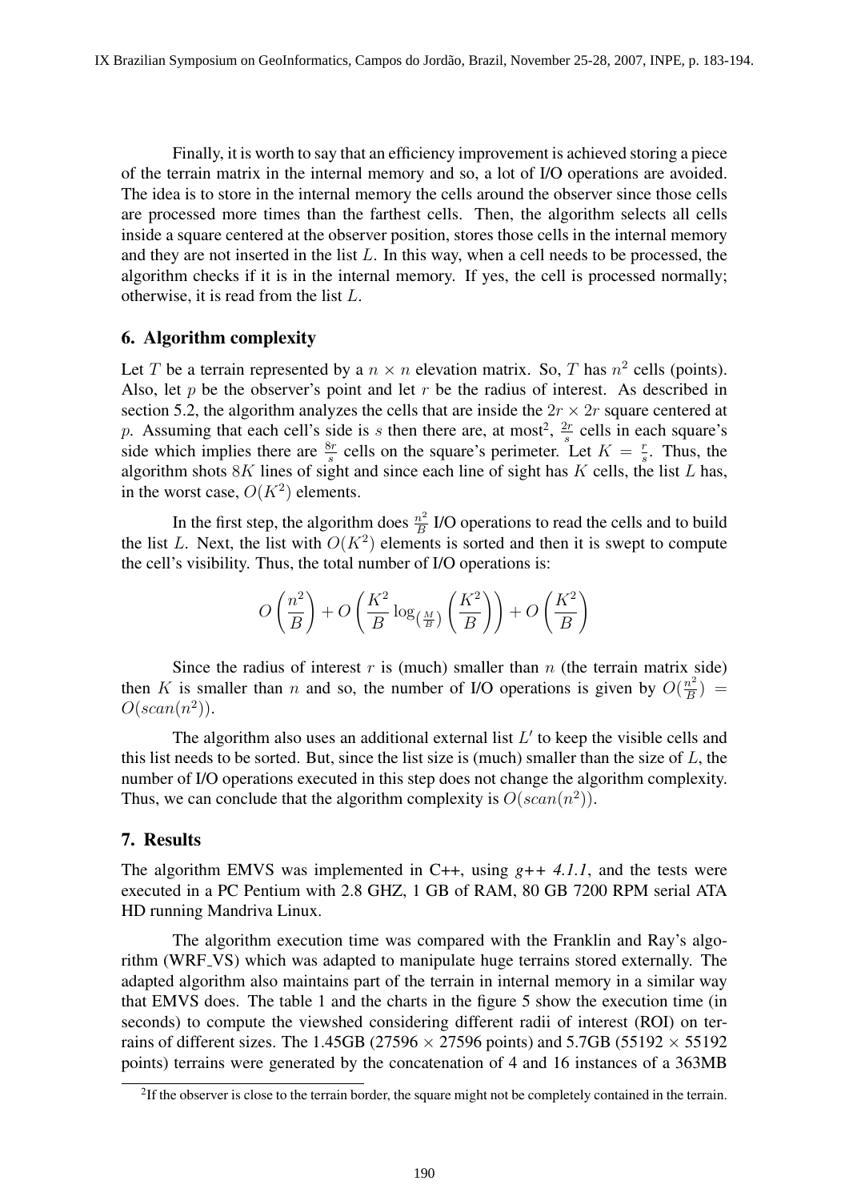Finally, it is worth to say that an efficiency improvement is achieved storing a piece of the terrain matrix in the internal memory and so, a lot of I/O operations are avoided. The idea is to store in the internal memory the cells around the observer since those cells are processed more times than the farthest cells. Then, the algorithm selects all cells inside a square centered at the observer position, stores those cells in the internal memory and they are not inserted in the list $L$. In this way, when a cell needs to be processed, the algorithm checks if it is in the internal memory. If yes, the cell is processed normally; otherwise, it is read from the list $L$.

## 6. Algorithm complexity

Let $T$ be a terrain represented by a $n \times n$ elevation matrix. So, $T$ has $n^2$ cells (points). Also, let $p$ be the observer's point and let $r$ be the radius of interest. As described in section 5.2, the algorithm analyzes the cells that are inside the $2r \times 2r$ square centered at $p$. Assuming that each cell's side is $s$ then there are, at most[2], $\frac{2r}{s}$ cells in each square's side which implies there are $\frac{8r}{s}$ cells on the square's perimeter. Let $K = \frac{r}{s}$. Thus, the algorithm shots $8K$ lines of sight and since each line of sight has $K$ cells, the list $L$ has, in the worst case, $O(K^2)$ elements.

In the first step, the algorithm does $\frac{n^2}{B}$ I/O operations to read the cells and to build the list $L$. Next, the list with $O(K^2)$ elements is sorted and then it is swept to compute the cell's visibility. Thus, the total number of I/O operations is:

$$O\left(\frac{n^2}{B}\right) + O\left(\frac{K^2}{B}\log_{\left(\frac{M}{B}\right)}\left(\frac{K^2}{B}\right)\right) + O\left(\frac{K^2}{B}\right)$$

Since the radius of interest $r$ is (much) smaller than $n$ (the terrain matrix side) then $K$ is smaller than $n$ and so, the number of I/O operations is given by $O(\frac{n^2}{B}) = O(scan(n^2))$.

The algorithm also uses an additional external list $L'$ to keep the visible cells and this list needs to be sorted. But, since the list size is (much) smaller than the size of $L$, the number of I/O operations executed in this step does not change the algorithm complexity. Thus, we can conclude that the algorithm complexity is $O(scan(n^2))$.

## 7. Results

The algorithm EMVS was implemented in C++, using *g++ 4.1.1*, and the tests were executed in a PC Pentium with 2.8 GHZ, 1 GB of RAM, 80 GB 7200 RPM serial ATA HD running Mandriva Linux.

The algorithm execution time was compared with the Franklin and Ray's algorithm (WRF_VS) which was adapted to manipulate huge terrains stored externally. The adapted algorithm also maintains part of the terrain in internal memory in a similar way that EMVS does. The table 1 and the charts in the figure 5 show the execution time (in seconds) to compute the viewshed considering different radii of interest (ROI) on terrains of different sizes. The 1.45GB (27596 $\times$ 27596 points) and 5.7GB (55192 $\times$ 55192 points) terrains were generated by the concatenation of 4 and 16 instances of a 363MB

[2]If the observer is close to the terrain border, the square might not be completely contained in the terrain.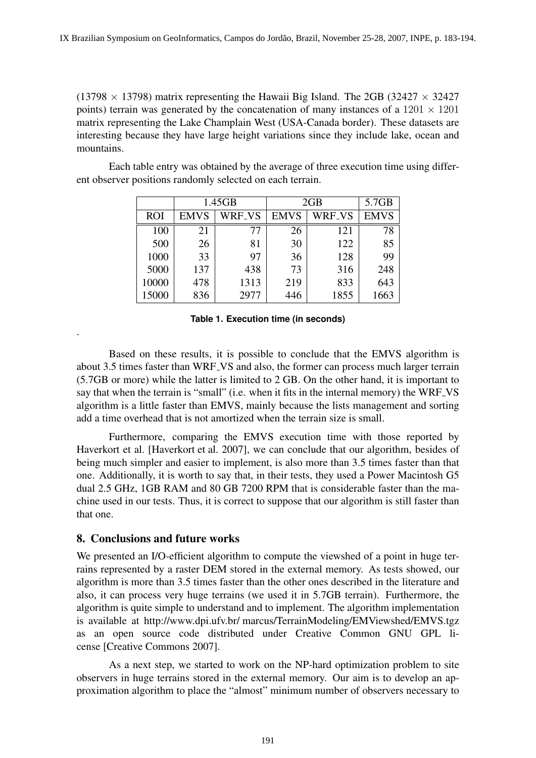(13798 × 13798) matrix representing the Hawaii Big Island. The 2GB (32427 × 32427 points) terrain was generated by the concatenation of many instances of a $1201 \times 1201$ matrix representing the Lake Champlain West (USA-Canada border). These datasets are interesting because they have large height variations since they include lake, ocean and mountains.

Each table entry was obtained by the average of three execution time using different observer positions randomly selected on each terrain.

| | 1.45GB | | 2GB | | 5.7GB |
|---|---|---|---|---|---|
| ROI | EMVS | WRF_VS | EMVS | WRF_VS | EMVS |
| 100 | 21 | 77 | 26 | 121 | 78 |
| 500 | 26 | 81 | 30 | 122 | 85 |
| 1000 | 33 | 97 | 36 | 128 | 99 |
| 5000 | 137 | 438 | 73 | 316 | 248 |
| 10000 | 478 | 1313 | 219 | 833 | 643 |
| 15000 | 836 | 2977 | 446 | 1855 | 1663 |

**Table 1. Execution time (in seconds)**

.

Based on these results, it is possible to conclude that the EMVS algorithm is about 3.5 times faster than WRF_VS and also, the former can process much larger terrain (5.7GB or more) while the latter is limited to 2 GB. On the other hand, it is important to say that when the terrain is "small" (i.e. when it fits in the internal memory) the WRF_VS algorithm is a little faster than EMVS, mainly because the lists management and sorting add a time overhead that is not amortized when the terrain size is small.

Furthermore, comparing the EMVS execution time with those reported by Haverkort et al. [Haverkort et al. 2007], we can conclude that our algorithm, besides of being much simpler and easier to implement, is also more than 3.5 times faster than that one. Additionally, it is worth to say that, in their tests, they used a Power Macintosh G5 dual 2.5 GHz, 1GB RAM and 80 GB 7200 RPM that is considerable faster than the machine used in our tests. Thus, it is correct to suppose that our algorithm is still faster than that one.

## 8. Conclusions and future works

We presented an I/O-efficient algorithm to compute the viewshed of a point in huge terrains represented by a raster DEM stored in the external memory. As tests showed, our algorithm is more than 3.5 times faster than the other ones described in the literature and also, it can process very huge terrains (we used it in 5.7GB terrain). Furthermore, the algorithm is quite simple to understand and to implement. The algorithm implementation is available at http://www.dpi.ufv.br/ marcus/TerrainModeling/EMViewshed/EMVS.tgz as an open source code distributed under Creative Common GNU GPL license [Creative Commons 2007].

As a next step, we started to work on the NP-hard optimization problem to site observers in huge terrains stored in the external memory. Our aim is to develop an approximation algorithm to place the "almost" minimum number of observers necessary to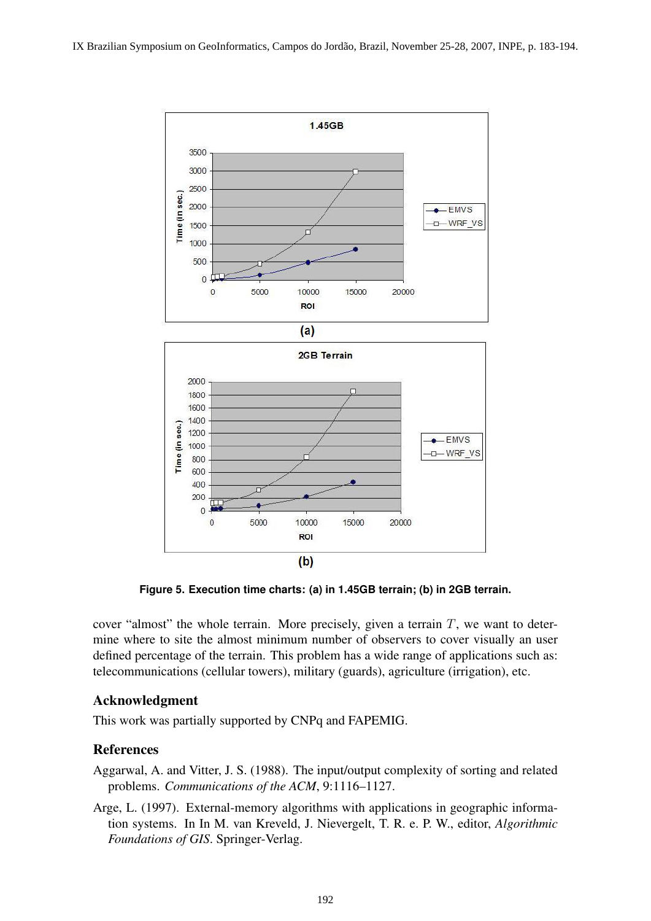Figure 5. Execution time charts: (a) in 1.45GB terrain; (b) in 2GB terrain.

cover "almost" the whole terrain. More precisely, given a terrain $T$, we want to determine where to site the almost minimum number of observers to cover visually an user defined percentage of the terrain. This problem has a wide range of applications such as: telecommunications (cellular towers), military (guards), agriculture (irrigation), etc.

## Acknowledgment

This work was partially supported by CNPq and FAPEMIG.

## References

Aggarwal, A. and Vitter, J. S. (1988). The input/output complexity of sorting and related problems. *Communications of the ACM*, 9:1116–1127.

Arge, L. (1997). External-memory algorithms with applications in geographic information systems. In In M. van Kreveld, J. Nievergelt, T. R. e. P. W., editor, *Algorithmic Foundations of GIS*. Springer-Verlag.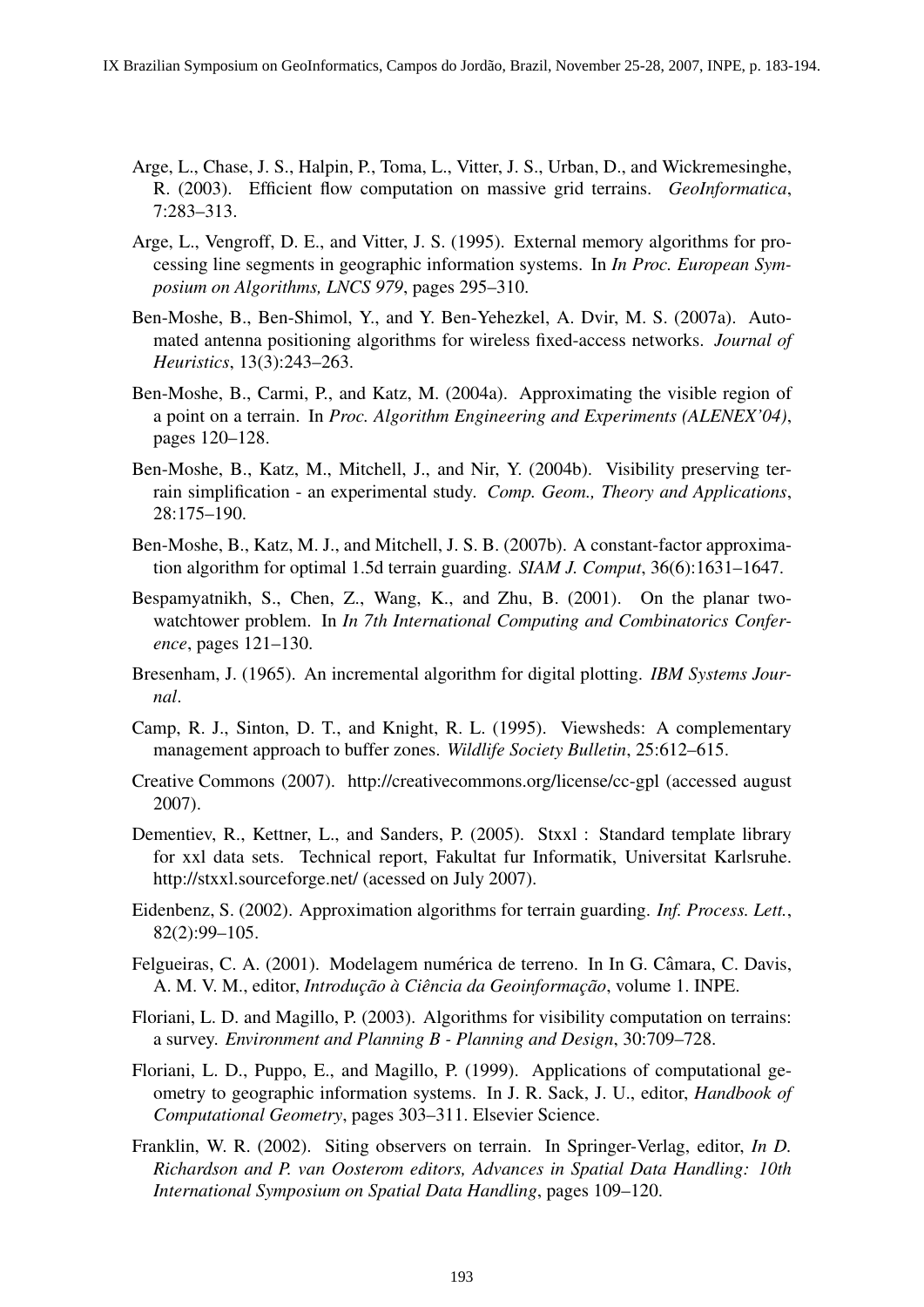Arge, L., Chase, J. S., Halpin, P., Toma, L., Vitter, J. S., Urban, D., and Wickremesinghe, R. (2003). Efficient flow computation on massive grid terrains. *GeoInformatica*, 7:283–313.

Arge, L., Vengroff, D. E., and Vitter, J. S. (1995). External memory algorithms for processing line segments in geographic information systems. In *In Proc. European Symposium on Algorithms, LNCS 979*, pages 295–310.

Ben-Moshe, B., Ben-Shimol, Y., and Y. Ben-Yehezkel, A. Dvir, M. S. (2007a). Automated antenna positioning algorithms for wireless fixed-access networks. *Journal of Heuristics*, 13(3):243–263.

Ben-Moshe, B., Carmi, P., and Katz, M. (2004a). Approximating the visible region of a point on a terrain. In *Proc. Algorithm Engineering and Experiments (ALENEX'04)*, pages 120–128.

Ben-Moshe, B., Katz, M., Mitchell, J., and Nir, Y. (2004b). Visibility preserving terrain simplification - an experimental study. *Comp. Geom., Theory and Applications*, 28:175–190.

Ben-Moshe, B., Katz, M. J., and Mitchell, J. S. B. (2007b). A constant-factor approximation algorithm for optimal 1.5d terrain guarding. *SIAM J. Comput*, 36(6):1631–1647.

Bespamyatnikh, S., Chen, Z., Wang, K., and Zhu, B. (2001). On the planar two-watchtower problem. In *In 7th International Computing and Combinatorics Conference*, pages 121–130.

Bresenham, J. (1965). An incremental algorithm for digital plotting. *IBM Systems Journal*.

Camp, R. J., Sinton, D. T., and Knight, R. L. (1995). Viewsheds: A complementary management approach to buffer zones. *Wildlife Society Bulletin*, 25:612–615.

Creative Commons (2007). http://creativecommons.org/license/cc-gpl (accessed august 2007).

Dementiev, R., Kettner, L., and Sanders, P. (2005). Stxxl : Standard template library for xxl data sets. Technical report, Fakultat fur Informatik, Universitat Karlsruhe. http://stxxl.sourceforge.net/ (acessed on July 2007).

Eidenbenz, S. (2002). Approximation algorithms for terrain guarding. *Inf. Process. Lett.*, 82(2):99–105.

Felgueiras, C. A. (2001). Modelagem numérica de terreno. In In G. Câmara, C. Davis, A. M. V. M., editor, *Introdução à Ciência da Geoinformação*, volume 1. INPE.

Floriani, L. D. and Magillo, P. (2003). Algorithms for visibility computation on terrains: a survey. *Environment and Planning B - Planning and Design*, 30:709–728.

Floriani, L. D., Puppo, E., and Magillo, P. (1999). Applications of computational geometry to geographic information systems. In J. R. Sack, J. U., editor, *Handbook of Computational Geometry*, pages 303–311. Elsevier Science.

Franklin, W. R. (2002). Siting observers on terrain. In Springer-Verlag, editor, *In D. Richardson and P. van Oosterom editors, Advances in Spatial Data Handling: 10th International Symposium on Spatial Data Handling*, pages 109–120.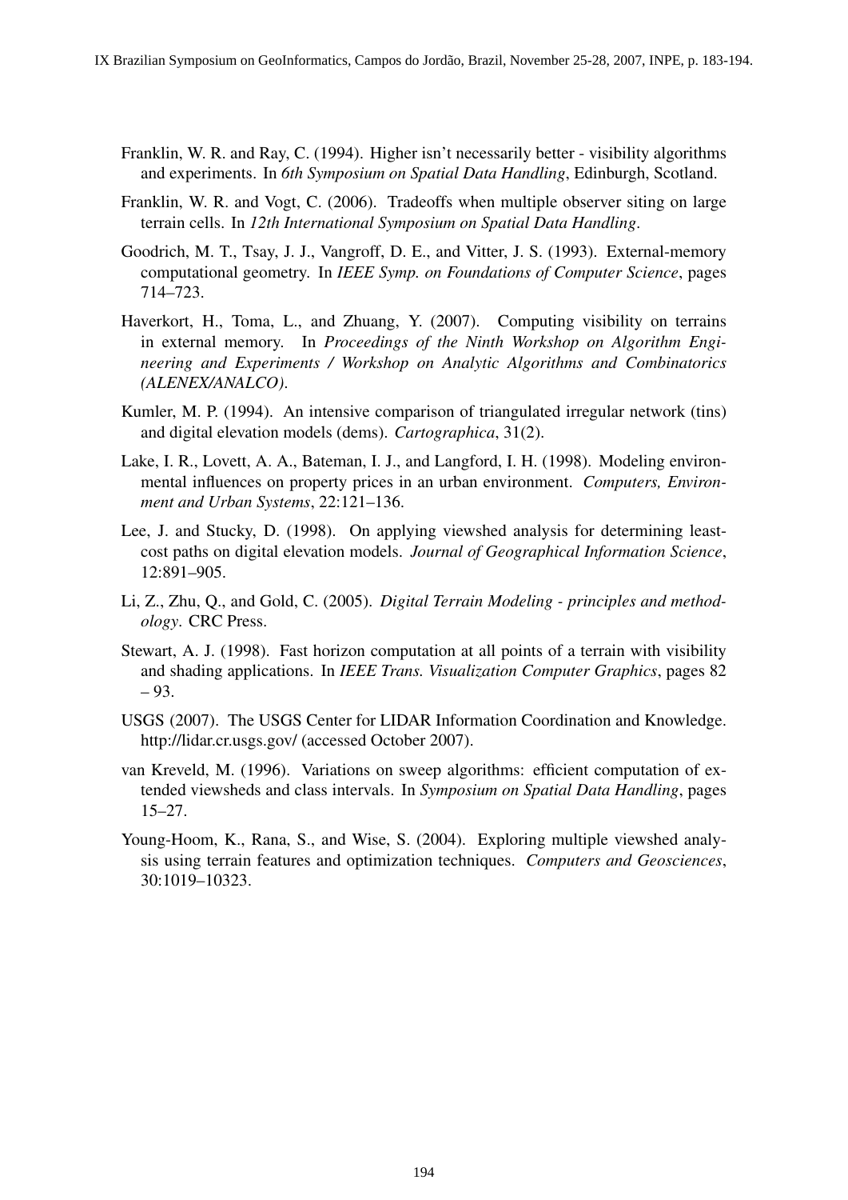Franklin, W. R. and Ray, C. (1994). Higher isn't necessarily better - visibility algorithms and experiments. In *6th Symposium on Spatial Data Handling*, Edinburgh, Scotland.

Franklin, W. R. and Vogt, C. (2006). Tradeoffs when multiple observer siting on large terrain cells. In *12th International Symposium on Spatial Data Handling*.

Goodrich, M. T., Tsay, J. J., Vangroff, D. E., and Vitter, J. S. (1993). External-memory computational geometry. In *IEEE Symp. on Foundations of Computer Science*, pages 714–723.

Haverkort, H., Toma, L., and Zhuang, Y. (2007). Computing visibility on terrains in external memory. In *Proceedings of the Ninth Workshop on Algorithm Engineering and Experiments / Workshop on Analytic Algorithms and Combinatorics (ALENEX/ANALCO)*.

Kumler, M. P. (1994). An intensive comparison of triangulated irregular network (tins) and digital elevation models (dems). *Cartographica*, 31(2).

Lake, I. R., Lovett, A. A., Bateman, I. J., and Langford, I. H. (1998). Modeling environmental influences on property prices in an urban environment. *Computers, Environment and Urban Systems*, 22:121–136.

Lee, J. and Stucky, D. (1998). On applying viewshed analysis for determining least-cost paths on digital elevation models. *Journal of Geographical Information Science*, 12:891–905.

Li, Z., Zhu, Q., and Gold, C. (2005). *Digital Terrain Modeling - principles and methodology*. CRC Press.

Stewart, A. J. (1998). Fast horizon computation at all points of a terrain with visibility and shading applications. In *IEEE Trans. Visualization Computer Graphics*, pages 82 – 93.

USGS (2007). The USGS Center for LIDAR Information Coordination and Knowledge. http://lidar.cr.usgs.gov/ (accessed October 2007).

van Kreveld, M. (1996). Variations on sweep algorithms: efficient computation of extended viewsheds and class intervals. In *Symposium on Spatial Data Handling*, pages 15–27.

Young-Hoom, K., Rana, S., and Wise, S. (2004). Exploring multiple viewshed analysis using terrain features and optimization techniques. *Computers and Geosciences*, 30:1019–10323.